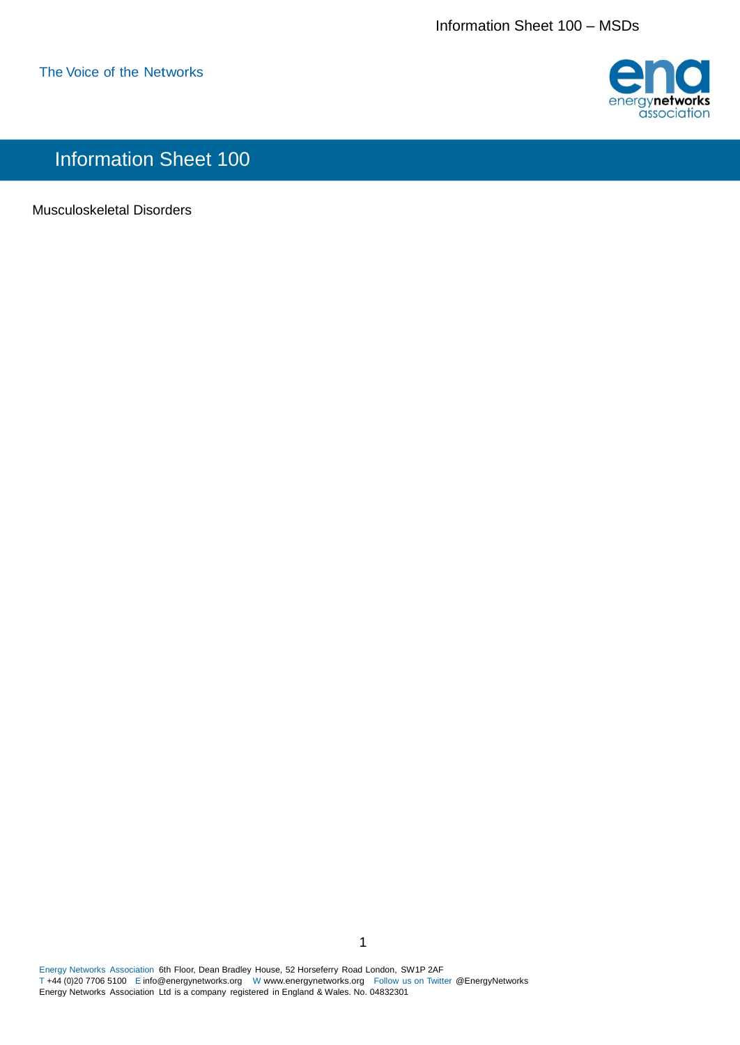The Voice of the Networks

# Information Sheet 100

Musculoskeletal Disorders

Energy Networks Association 6th Floor, Dean Bradley House, 52 Horseferry Road London, SW1P 2AF
T +44 (0)20 7706 5100 E info@energynetworks.org W www.energynetworks.org Follow us on Twitter @EnergyNetworks
Energy Networks Association Ltd is a company registered in England & Wales. No. 04832301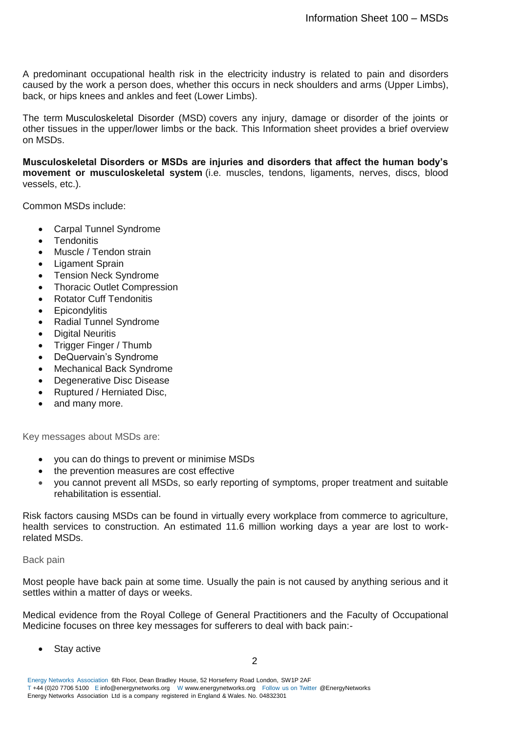A predominant occupational health risk in the electricity industry is related to pain and disorders caused by the work a person does, whether this occurs in neck shoulders and arms (Upper Limbs), back, or hips knees and ankles and feet (Lower Limbs).

The term Musculoskeletal Disorder (MSD) covers any injury, damage or disorder of the joints or other tissues in the upper/lower limbs or the back. This Information sheet provides a brief overview on MSDs.

**Musculoskeletal Disorders or MSDs are injuries and disorders that affect the human body's movement or musculoskeletal system** (i.e. muscles, tendons, ligaments, nerves, discs, blood vessels, etc.).

Common MSDs include:

- Carpal Tunnel Syndrome
- Tendonitis
- Muscle / Tendon strain
- Ligament Sprain
- Tension Neck Syndrome
- Thoracic Outlet Compression
- Rotator Cuff Tendonitis
- Epicondylitis
- Radial Tunnel Syndrome
- Digital Neuritis
- Trigger Finger / Thumb
- DeQuervain's Syndrome
- Mechanical Back Syndrome
- Degenerative Disc Disease
- Ruptured / Herniated Disc,
- and many more.

Key messages about MSDs are:

- you can do things to prevent or minimise MSDs
- the prevention measures are cost effective
- you cannot prevent all MSDs, so early reporting of symptoms, proper treatment and suitable rehabilitation is essential.

Risk factors causing MSDs can be found in virtually every workplace from commerce to agriculture, health services to construction. An estimated 11.6 million working days a year are lost to work-related MSDs.

## Back pain

Most people have back pain at some time. Usually the pain is not caused by anything serious and it settles within a matter of days or weeks.

Medical evidence from the Royal College of General Practitioners and the Faculty of Occupational Medicine focuses on three key messages for sufferers to deal with back pain:-

- Stay active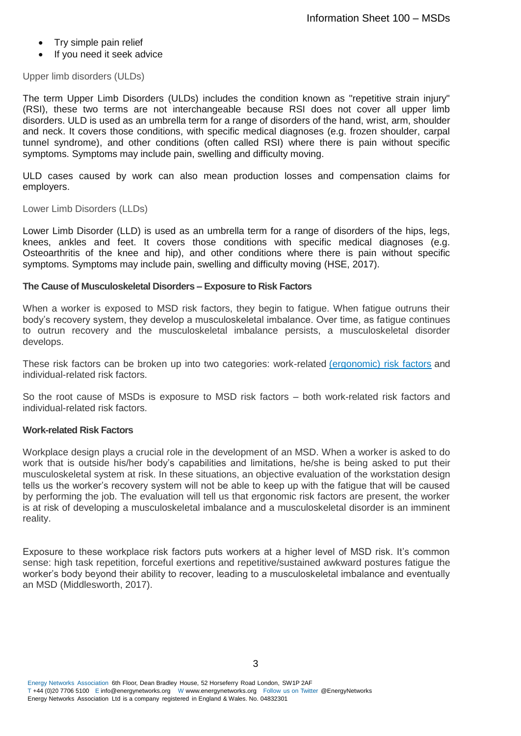- Try simple pain relief
- If you need it seek advice

### Upper limb disorders (ULDs)

The term Upper Limb Disorders (ULDs) includes the condition known as "repetitive strain injury" (RSI), these two terms are not interchangeable because RSI does not cover all upper limb disorders. ULD is used as an umbrella term for a range of disorders of the hand, wrist, arm, shoulder and neck. It covers those conditions, with specific medical diagnoses (e.g. frozen shoulder, carpal tunnel syndrome), and other conditions (often called RSI) where there is pain without specific symptoms. Symptoms may include pain, swelling and difficulty moving.

ULD cases caused by work can also mean production losses and compensation claims for employers.

### Lower Limb Disorders (LLDs)

Lower Limb Disorder (LLD) is used as an umbrella term for a range of disorders of the hips, legs, knees, ankles and feet. It covers those conditions with specific medical diagnoses (e.g. Osteoarthritis of the knee and hip), and other conditions where there is pain without specific symptoms. Symptoms may include pain, swelling and difficulty moving (HSE, 2017).

**The Cause of Musculoskeletal Disorders – Exposure to Risk Factors**

When a worker is exposed to MSD risk factors, they begin to fatigue. When fatigue outruns their body's recovery system, they develop a musculoskeletal imbalance. Over time, as fatigue continues to outrun recovery and the musculoskeletal imbalance persists, a musculoskeletal disorder develops.

These risk factors can be broken up into two categories: work-related (ergonomic) risk factors and individual-related risk factors.

So the root cause of MSDs is exposure to MSD risk factors – both work-related risk factors and individual-related risk factors.

**Work-related Risk Factors**

Workplace design plays a crucial role in the development of an MSD. When a worker is asked to do work that is outside his/her body's capabilities and limitations, he/she is being asked to put their musculoskeletal system at risk. In these situations, an objective evaluation of the workstation design tells us the worker's recovery system will not be able to keep up with the fatigue that will be caused by performing the job. The evaluation will tell us that ergonomic risk factors are present, the worker is at risk of developing a musculoskeletal imbalance and a musculoskeletal disorder is an imminent reality.

Exposure to these workplace risk factors puts workers at a higher level of MSD risk. It's common sense: high task repetition, forceful exertions and repetitive/sustained awkward postures fatigue the worker's body beyond their ability to recover, leading to a musculoskeletal imbalance and eventually an MSD (Middlesworth, 2017).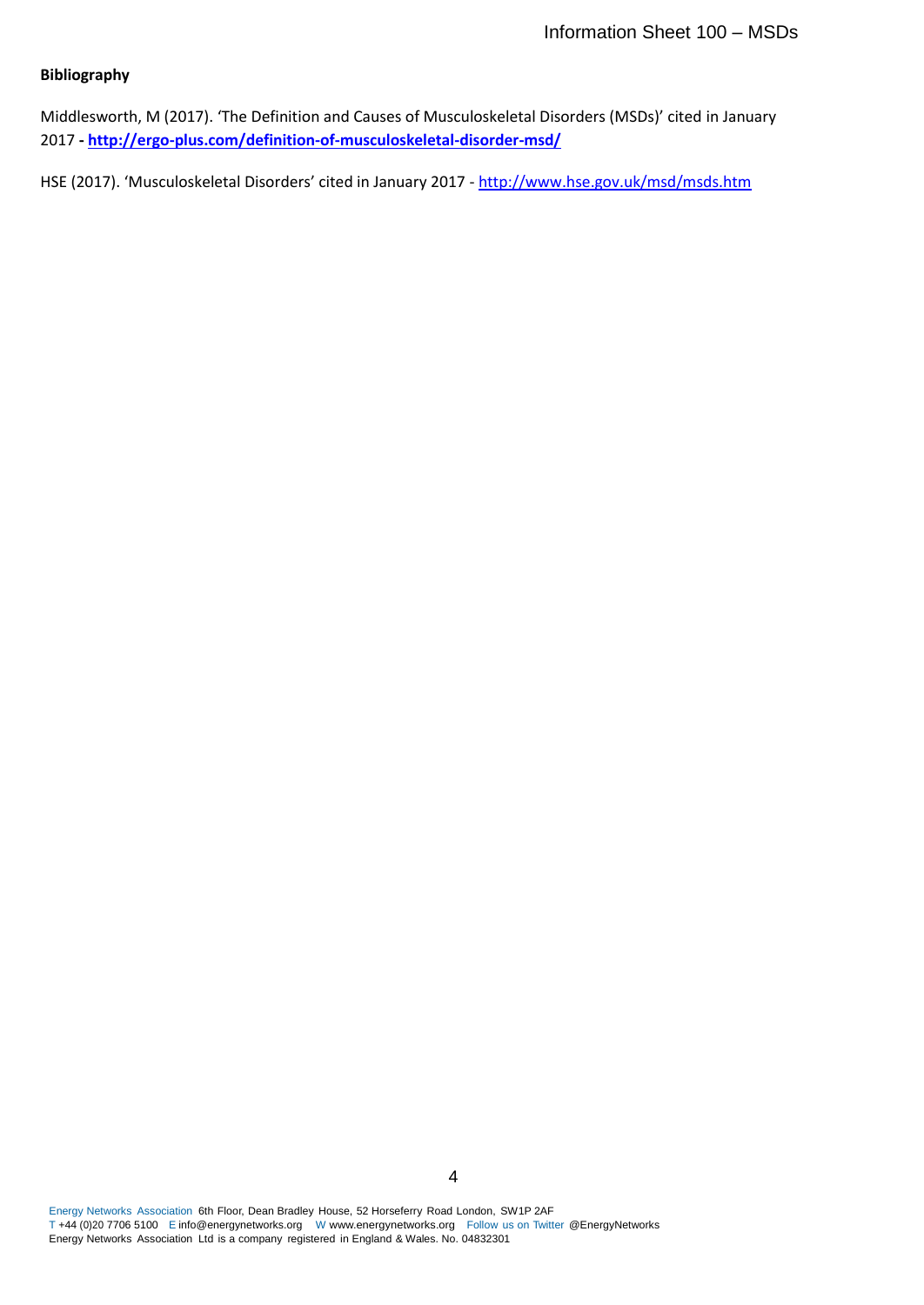**Bibliography**

Middlesworth, M (2017). 'The Definition and Causes of Musculoskeletal Disorders (MSDs)' cited in January 2017 **- http://ergo-plus.com/definition-of-musculoskeletal-disorder-msd/**

HSE (2017). 'Musculoskeletal Disorders' cited in January 2017 - http://www.hse.gov.uk/msd/msds.htm